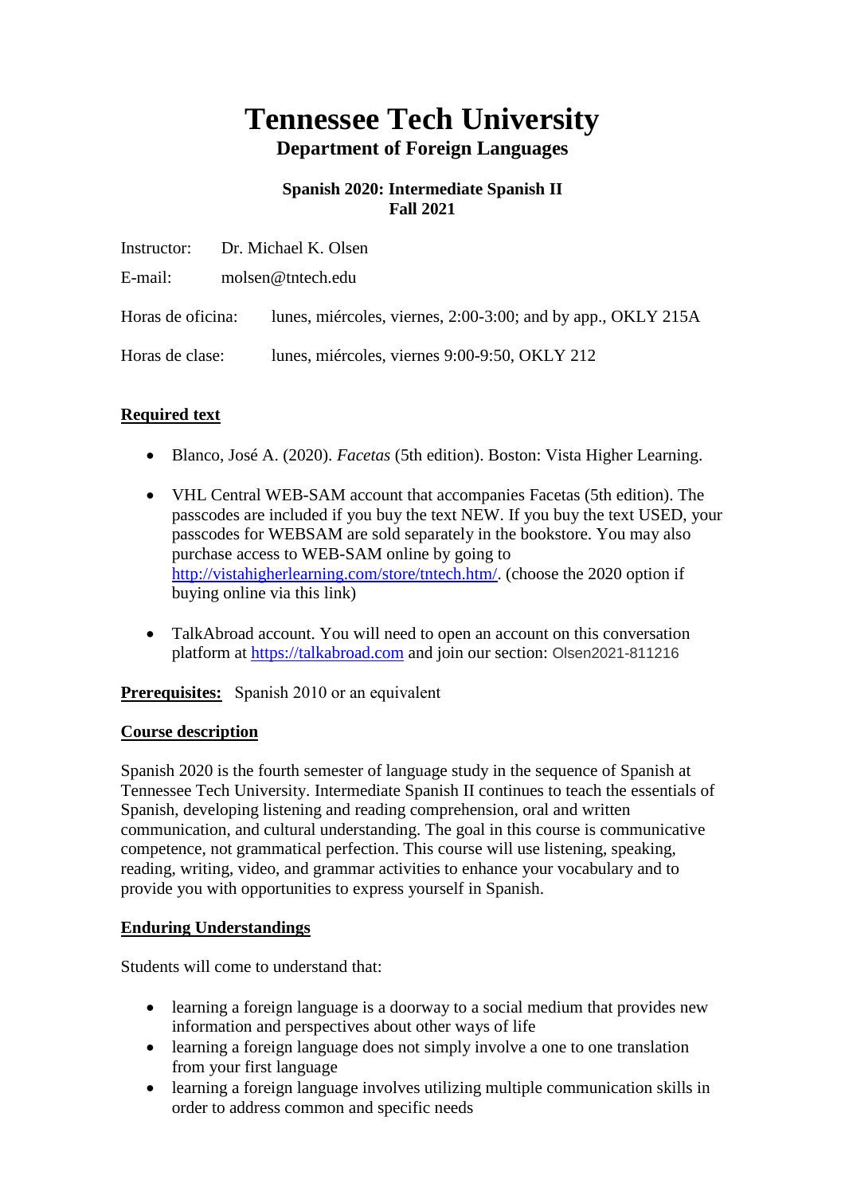# Tennessee Tech University

## Department of Foreign Languages

### Spanish 2020: Intermediate Spanish II
### Fall 2021

Instructor: Dr. Michael K. Olsen

E-mail: molsen@tntech.edu

Horas de oficina: lunes, miércoles, viernes, 2:00-3:00; and by app., OKLY 215A

Horas de clase: lunes, miércoles, viernes 9:00-9:50, OKLY 212

**Required text**

- Blanco, José A. (2020). *Facetas* (5th edition). Boston: Vista Higher Learning.
- VHL Central WEB-SAM account that accompanies Facetas (5th edition). The passcodes are included if you buy the text NEW. If you buy the text USED, your passcodes for WEBSAM are sold separately in the bookstore. You may also purchase access to WEB-SAM online by going to http://vistahigherlearning.com/store/tntech.htm/. (choose the 2020 option if buying online via this link)
- TalkAbroad account. You will need to open an account on this conversation platform at https://talkabroad.com and join our section: Olsen2021-811216

**Prerequisites:** Spanish 2010 or an equivalent

**Course description**

Spanish 2020 is the fourth semester of language study in the sequence of Spanish at Tennessee Tech University. Intermediate Spanish II continues to teach the essentials of Spanish, developing listening and reading comprehension, oral and written communication, and cultural understanding. The goal in this course is communicative competence, not grammatical perfection. This course will use listening, speaking, reading, writing, video, and grammar activities to enhance your vocabulary and to provide you with opportunities to express yourself in Spanish.

**Enduring Understandings**

Students will come to understand that:

- learning a foreign language is a doorway to a social medium that provides new information and perspectives about other ways of life
- learning a foreign language does not simply involve a one to one translation from your first language
- learning a foreign language involves utilizing multiple communication skills in order to address common and specific needs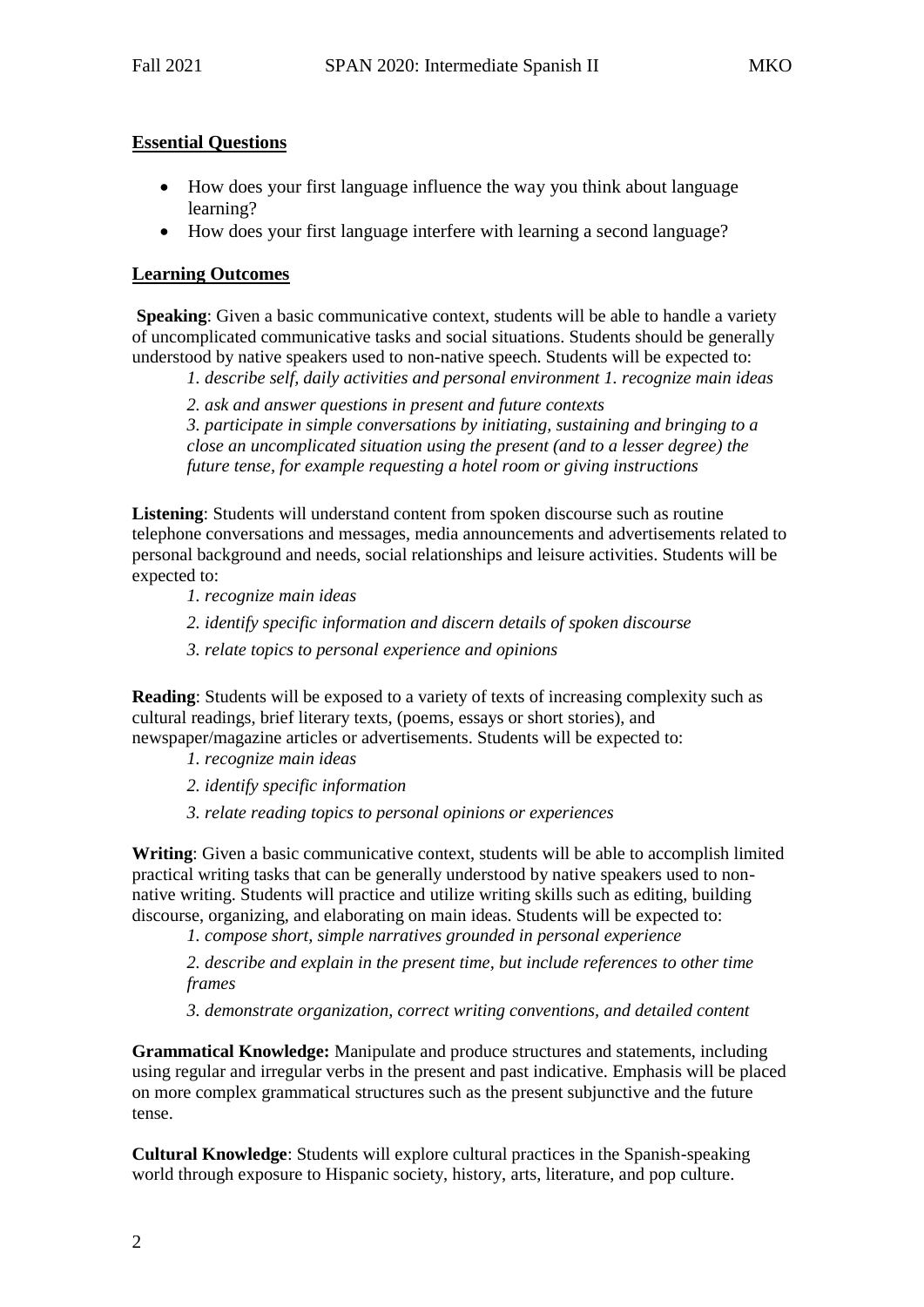## Essential Questions

- How does your first language influence the way you think about language learning?
- How does your first language interfere with learning a second language?

## Learning Outcomes

**Speaking**: Given a basic communicative context, students will be able to handle a variety of uncomplicated communicative tasks and social situations. Students should be generally understood by native speakers used to non-native speech. Students will be expected to:

*1. describe self, daily activities and personal environment 1. recognize main ideas*

*2. ask and answer questions in present and future contexts*

*3. participate in simple conversations by initiating, sustaining and bringing to a close an uncomplicated situation using the present (and to a lesser degree) the future tense, for example requesting a hotel room or giving instructions*

**Listening**: Students will understand content from spoken discourse such as routine telephone conversations and messages, media announcements and advertisements related to personal background and needs, social relationships and leisure activities. Students will be expected to:

*1. recognize main ideas*

*2. identify specific information and discern details of spoken discourse*

*3. relate topics to personal experience and opinions*

**Reading**: Students will be exposed to a variety of texts of increasing complexity such as cultural readings, brief literary texts, (poems, essays or short stories), and newspaper/magazine articles or advertisements. Students will be expected to:

*1. recognize main ideas*

*2. identify specific information*

*3. relate reading topics to personal opinions or experiences*

**Writing**: Given a basic communicative context, students will be able to accomplish limited practical writing tasks that can be generally understood by native speakers used to non-native writing. Students will practice and utilize writing skills such as editing, building discourse, organizing, and elaborating on main ideas. Students will be expected to:

*1. compose short, simple narratives grounded in personal experience*

*2. describe and explain in the present time, but include references to other time frames*

*3. demonstrate organization, correct writing conventions, and detailed content*

**Grammatical Knowledge:** Manipulate and produce structures and statements, including using regular and irregular verbs in the present and past indicative. Emphasis will be placed on more complex grammatical structures such as the present subjunctive and the future tense.

**Cultural Knowledge**: Students will explore cultural practices in the Spanish-speaking world through exposure to Hispanic society, history, arts, literature, and pop culture.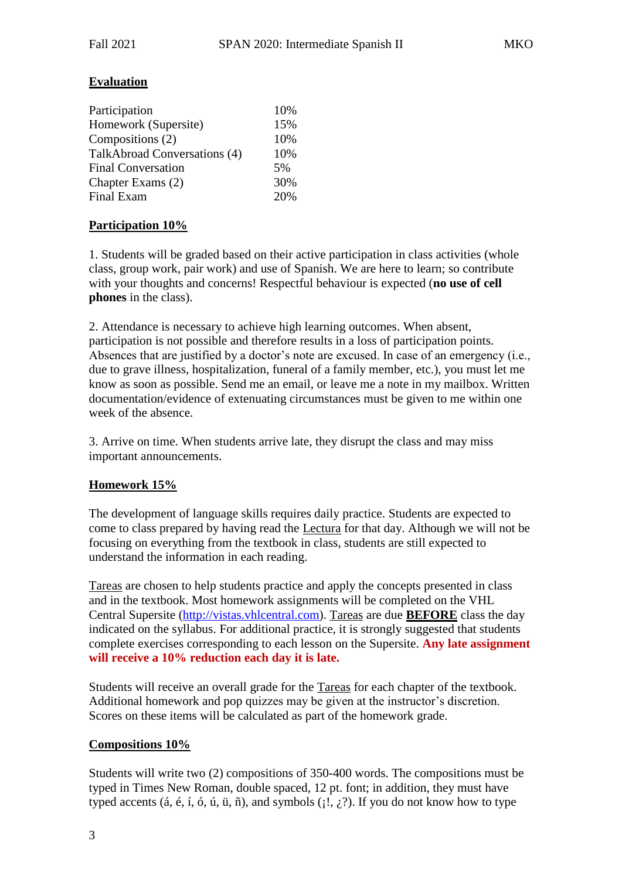## Evaluation

| | |
|---|---|
| Participation | 10% |
| Homework (Supersite) | 15% |
| Compositions (2) | 10% |
| TalkAbroad Conversations (4) | 10% |
| Final Conversation | 5% |
| Chapter Exams (2) | 30% |
| Final Exam | 20% |

## Participation 10%

1. Students will be graded based on their active participation in class activities (whole class, group work, pair work) and use of Spanish. We are here to learn; so contribute with your thoughts and concerns! Respectful behaviour is expected (**no use of cell phones** in the class).

2. Attendance is necessary to achieve high learning outcomes. When absent, participation is not possible and therefore results in a loss of participation points. Absences that are justified by a doctor's note are excused. In case of an emergency (i.e., due to grave illness, hospitalization, funeral of a family member, etc.), you must let me know as soon as possible. Send me an email, or leave me a note in my mailbox. Written documentation/evidence of extenuating circumstances must be given to me within one week of the absence.

3. Arrive on time. When students arrive late, they disrupt the class and may miss important announcements.

## Homework 15%

The development of language skills requires daily practice. Students are expected to come to class prepared by having read the Lectura for that day. Although we will not be focusing on everything from the textbook in class, students are still expected to understand the information in each reading.

Tareas are chosen to help students practice and apply the concepts presented in class and in the textbook. Most homework assignments will be completed on the VHL Central Supersite (http://vistas.vhlcentral.com). Tareas are due **BEFORE** class the day indicated on the syllabus. For additional practice, it is strongly suggested that students complete exercises corresponding to each lesson on the Supersite. **Any late assignment will receive a 10% reduction each day it is late.**

Students will receive an overall grade for the Tareas for each chapter of the textbook. Additional homework and pop quizzes may be given at the instructor's discretion. Scores on these items will be calculated as part of the homework grade.

## Compositions 10%

Students will write two (2) compositions of 350-400 words. The compositions must be typed in Times New Roman, double spaced, 12 pt. font; in addition, they must have typed accents (á, é, í, ó, ú, ü, ñ), and symbols (¡!, ¿?). If you do not know how to type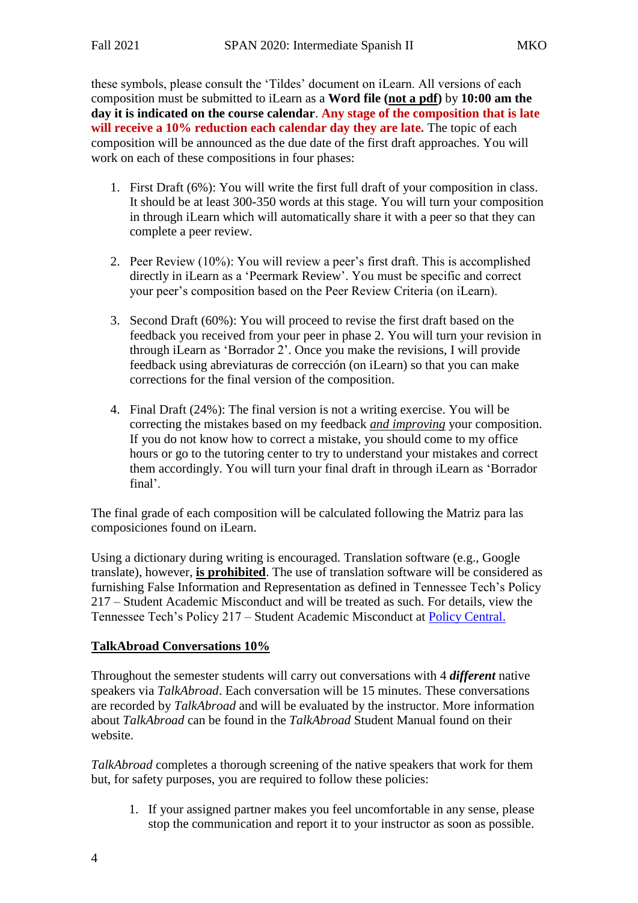these symbols, please consult the 'Tildes' document on iLearn. All versions of each composition must be submitted to iLearn as a **Word file (<u>not a pdf</u>)** by **10:00 am the day it is indicated on the course calendar**. **Any stage of the composition that is late will receive a 10% reduction each calendar day they are late.** The topic of each composition will be announced as the due date of the first draft approaches. You will work on each of these compositions in four phases:

1. First Draft (6%): You will write the first full draft of your composition in class. It should be at least 300-350 words at this stage. You will turn your composition in through iLearn which will automatically share it with a peer so that they can complete a peer review.

2. Peer Review (10%): You will review a peer's first draft. This is accomplished directly in iLearn as a 'Peermark Review'. You must be specific and correct your peer's composition based on the Peer Review Criteria (on iLearn).

3. Second Draft (60%): You will proceed to revise the first draft based on the feedback you received from your peer in phase 2. You will turn your revision in through iLearn as 'Borrador 2'. Once you make the revisions, I will provide feedback using abreviaturas de corrección (on iLearn) so that you can make corrections for the final version of the composition.

4. Final Draft (24%): The final version is not a writing exercise. You will be correcting the mistakes based on my feedback <u>*and improving*</u> your composition. If you do not know how to correct a mistake, you should come to my office hours or go to the tutoring center to try to understand your mistakes and correct them accordingly. You will turn your final draft in through iLearn as 'Borrador final'.

The final grade of each composition will be calculated following the Matriz para las composiciones found on iLearn.

Using a dictionary during writing is encouraged. Translation software (e.g., Google translate), however, **<u>is prohibited</u>**. The use of translation software will be considered as furnishing False Information and Representation as defined in Tennessee Tech's Policy 217 – Student Academic Misconduct and will be treated as such. For details, view the Tennessee Tech's Policy 217 – Student Academic Misconduct at Policy Central.

## <u>TalkAbroad Conversations 10%</u>

Throughout the semester students will carry out conversations with 4 ***different*** native speakers via *TalkAbroad*. Each conversation will be 15 minutes. These conversations are recorded by *TalkAbroad* and will be evaluated by the instructor. More information about *TalkAbroad* can be found in the *TalkAbroad* Student Manual found on their website.

*TalkAbroad* completes a thorough screening of the native speakers that work for them but, for safety purposes, you are required to follow these policies:

1. If your assigned partner makes you feel uncomfortable in any sense, please stop the communication and report it to your instructor as soon as possible.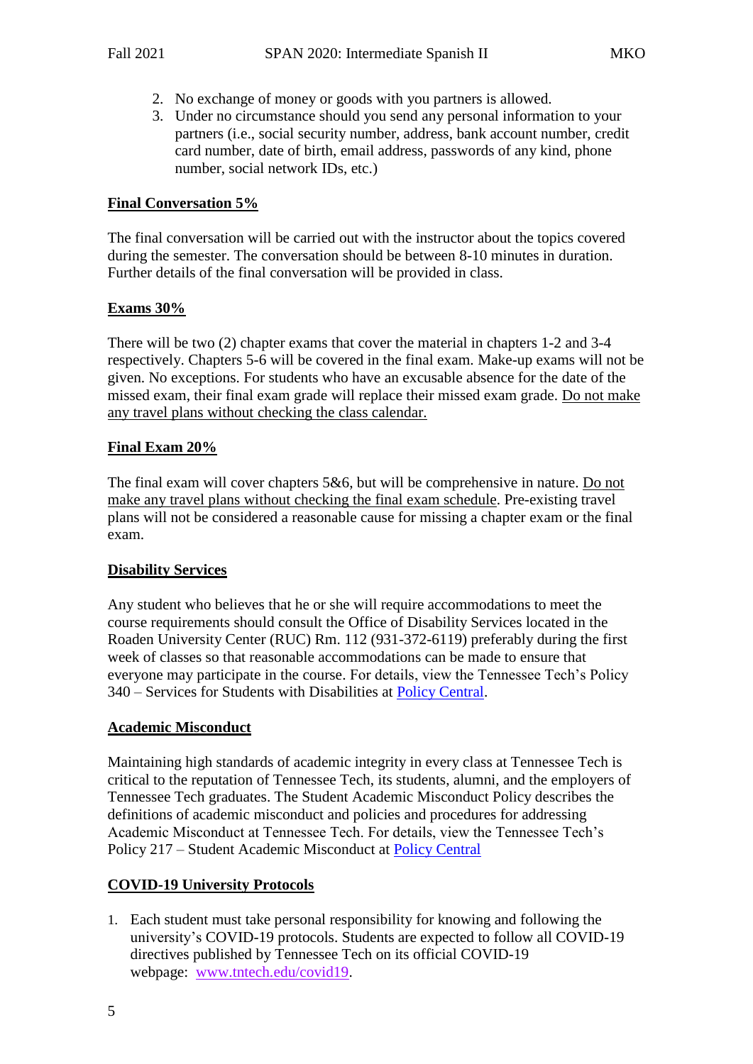2. No exchange of money or goods with you partners is allowed.
3. Under no circumstance should you send any personal information to your partners (i.e., social security number, address, bank account number, credit card number, date of birth, email address, passwords of any kind, phone number, social network IDs, etc.)

**Final Conversation 5%**

The final conversation will be carried out with the instructor about the topics covered during the semester. The conversation should be between 8-10 minutes in duration. Further details of the final conversation will be provided in class.

**Exams 30%**

There will be two (2) chapter exams that cover the material in chapters 1-2 and 3-4 respectively. Chapters 5-6 will be covered in the final exam. Make-up exams will not be given. No exceptions. For students who have an excusable absence for the date of the missed exam, their final exam grade will replace their missed exam grade. Do not make any travel plans without checking the class calendar.

**Final Exam 20%**

The final exam will cover chapters 5&6, but will be comprehensive in nature. Do not make any travel plans without checking the final exam schedule. Pre-existing travel plans will not be considered a reasonable cause for missing a chapter exam or the final exam.

**Disability Services**

Any student who believes that he or she will require accommodations to meet the course requirements should consult the Office of Disability Services located in the Roaden University Center (RUC) Rm. 112 (931-372-6119) preferably during the first week of classes so that reasonable accommodations can be made to ensure that everyone may participate in the course. For details, view the Tennessee Tech's Policy 340 – Services for Students with Disabilities at Policy Central.

**Academic Misconduct**

Maintaining high standards of academic integrity in every class at Tennessee Tech is critical to the reputation of Tennessee Tech, its students, alumni, and the employers of Tennessee Tech graduates. The Student Academic Misconduct Policy describes the definitions of academic misconduct and policies and procedures for addressing Academic Misconduct at Tennessee Tech. For details, view the Tennessee Tech's Policy 217 – Student Academic Misconduct at Policy Central

**COVID-19 University Protocols**

1. Each student must take personal responsibility for knowing and following the university's COVID-19 protocols. Students are expected to follow all COVID-19 directives published by Tennessee Tech on its official COVID-19 webpage: www.tntech.edu/covid19.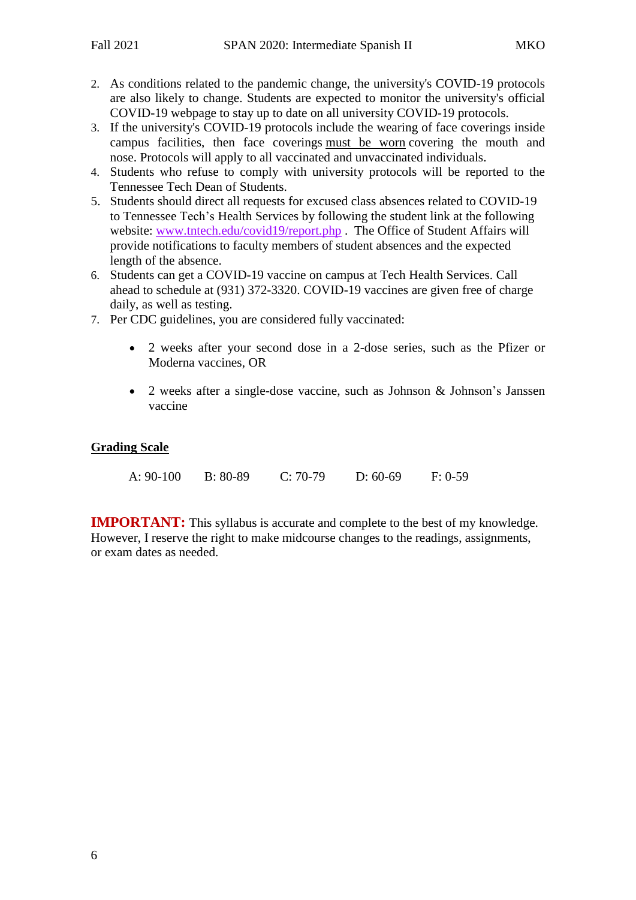2. As conditions related to the pandemic change, the university's COVID-19 protocols are also likely to change. Students are expected to monitor the university's official COVID-19 webpage to stay up to date on all university COVID-19 protocols.
3. If the university's COVID-19 protocols include the wearing of face coverings inside campus facilities, then face coverings <u>must be worn</u> covering the mouth and nose. Protocols will apply to all vaccinated and unvaccinated individuals.
4. Students who refuse to comply with university protocols will be reported to the Tennessee Tech Dean of Students.
5. Students should direct all requests for excused class absences related to COVID-19 to Tennessee Tech's Health Services by following the student link at the following website: [www.tntech.edu/covid19/report.php](http://www.tntech.edu/covid19/report.php) . The Office of Student Affairs will provide notifications to faculty members of student absences and the expected length of the absence.
6. Students can get a COVID-19 vaccine on campus at Tech Health Services. Call ahead to schedule at (931) 372-3320. COVID-19 vaccines are given free of charge daily, as well as testing.
7. Per CDC guidelines, you are considered fully vaccinated:
   - 2 weeks after your second dose in a 2-dose series, such as the Pfizer or Moderna vaccines, OR
   - 2 weeks after a single-dose vaccine, such as Johnson & Johnson's Janssen vaccine

## <u>Grading Scale</u>

A: 90-100 B: 80-89 C: 70-79 D: 60-69 F: 0-59

**IMPORTANT:** This syllabus is accurate and complete to the best of my knowledge. However, I reserve the right to make midcourse changes to the readings, assignments, or exam dates as needed.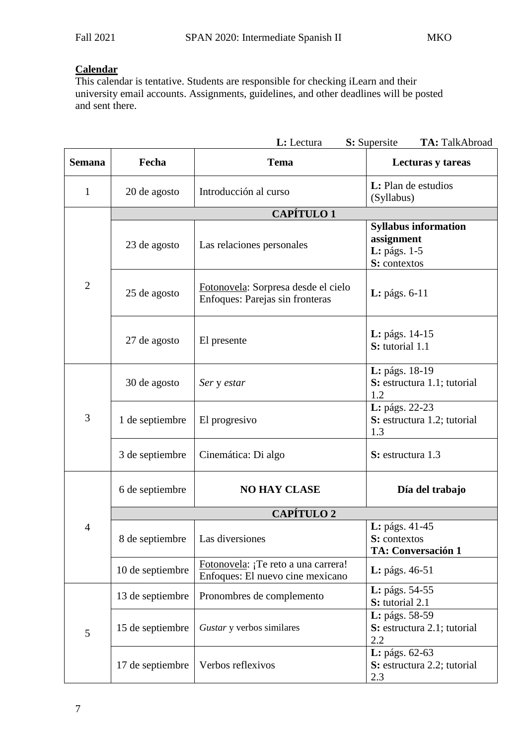**Calendar**

This calendar is tentative. Students are responsible for checking iLearn and their university email accounts. Assignments, guidelines, and other deadlines will be posted and sent there.

**L:** Lectura **S:** Supersite **TA:** TalkAbroad

| Semana | Fecha | Tema | Lecturas y tareas |
|---|---|---|---|
| 1 | 20 de agosto | Introducción al curso | **L:** Plan de estudios (Syllabus) |
| | **CAPÍTULO 1** | | |
| 2 | 23 de agosto | Las relaciones personales | **Syllabus information assignment**<br>**L:** págs. 1-5<br>**S:** contextos |
| | 25 de agosto | Fotonovela: Sorpresa desde el cielo<br>Enfoques: Parejas sin fronteras | **L:** págs. 6-11 |
| | 27 de agosto | El presente | **L:** págs. 14-15<br>**S:** tutorial 1.1 |
| 3 | 30 de agosto | *Ser* y *estar* | **L:** págs. 18-19<br>**S:** estructura 1.1; tutorial 1.2 |
| | 1 de septiembre | El progresivo | **L:** págs. 22-23<br>**S:** estructura 1.2; tutorial 1.3 |
| | 3 de septiembre | Cinemática: Di algo | **S:** estructura 1.3 |
| 4 | 6 de septiembre | **NO HAY CLASE** | **Día del trabajo** |
| | **CAPÍTULO 2** | | |
| | 8 de septiembre | Las diversiones | **L:** págs. 41-45<br>**S:** contextos<br>**TA: Conversación 1** |
| | 10 de septiembre | Fotonovela: ¡Te reto a una carrera!<br>Enfoques: El nuevo cine mexicano | **L:** págs. 46-51 |
| 5 | 13 de septiembre | Pronombres de complemento | **L:** págs. 54-55<br>**S:** tutorial 2.1 |
| | 15 de septiembre | *Gustar* y verbos similares | **L:** págs. 58-59<br>**S:** estructura 2.1; tutorial 2.2 |
| | 17 de septiembre | Verbos reflexivos | **L:** págs. 62-63<br>**S:** estructura 2.2; tutorial 2.3 |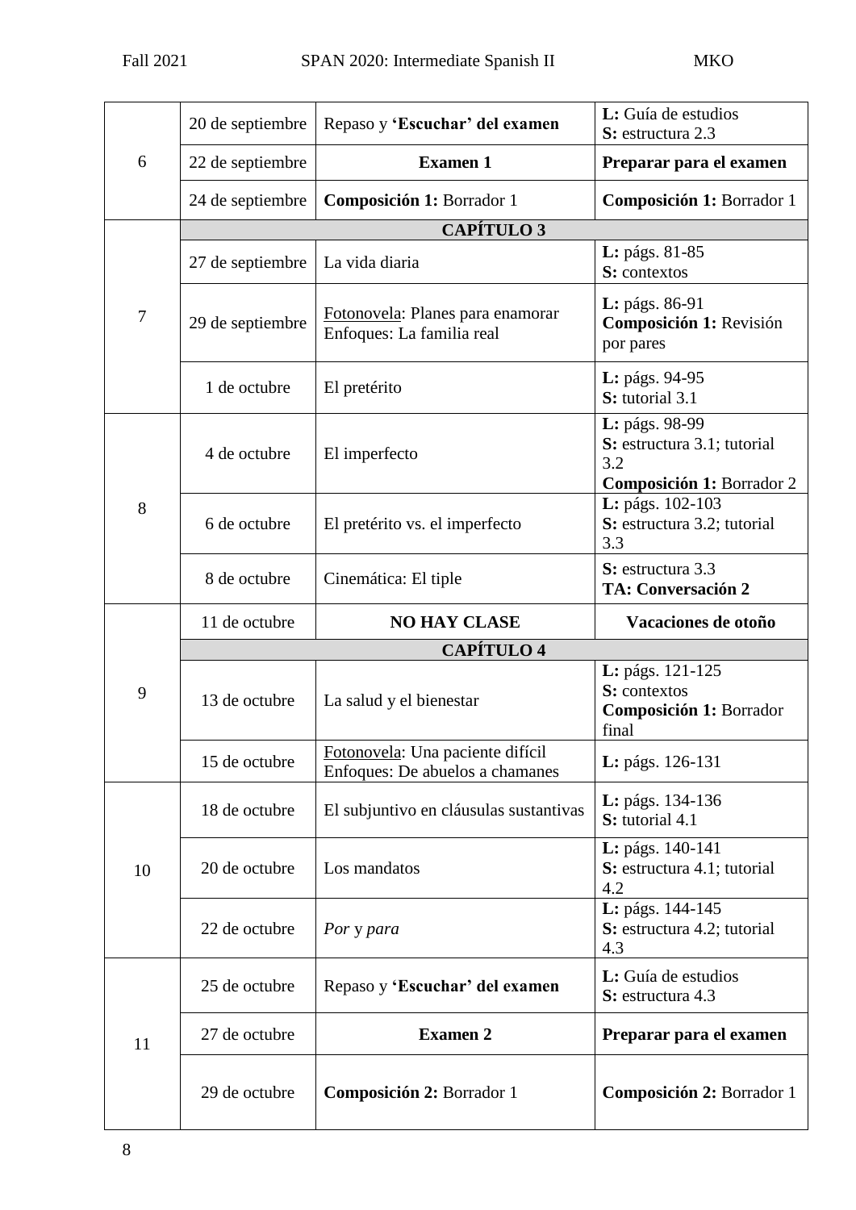| | | | |
|---|---|---|---|
| 6 | 20 de septiembre | Repaso y **'Escuchar' del examen** | **L:** Guía de estudios<br>**S:** estructura 2.3 |
| | 22 de septiembre | **Examen 1** | **Preparar para el examen** |
| | 24 de septiembre | **Composición 1:** Borrador 1 | **Composición 1:** Borrador 1 |
| 7 | **CAPÍTULO 3** | | |
| | 27 de septiembre | La vida diaria | **L:** págs. 81-85<br>**S:** contextos |
| | 29 de septiembre | Fotonovela: Planes para enamorar<br>Enfoques: La familia real | **L:** págs. 86-91<br>**Composición 1:** Revisión por pares |
| | 1 de octubre | El pretérito | **L:** págs. 94-95<br>**S:** tutorial 3.1 |
| 8 | 4 de octubre | El imperfecto | **L:** págs. 98-99<br>**S:** estructura 3.1; tutorial 3.2<br>**Composición 1:** Borrador 2 |
| | 6 de octubre | El pretérito vs. el imperfecto | **L:** págs. 102-103<br>**S:** estructura 3.2; tutorial 3.3 |
| | 8 de octubre | Cinemática: El tiple | **S:** estructura 3.3<br>**TA: Conversación 2** |
| 9 | 11 de octubre | **NO HAY CLASE** | **Vacaciones de otoño** |
| | **CAPÍTULO 4** | | |
| | 13 de octubre | La salud y el bienestar | **L:** págs. 121-125<br>**S:** contextos<br>**Composición 1:** Borrador final |
| | 15 de octubre | Fotonovela: Una paciente difícil<br>Enfoques: De abuelos a chamanes | **L:** págs. 126-131 |
| 10 | 18 de octubre | El subjuntivo en cláusulas sustantivas | **L:** págs. 134-136<br>**S:** tutorial 4.1 |
| | 20 de octubre | Los mandatos | **L:** págs. 140-141<br>**S:** estructura 4.1; tutorial 4.2 |
| | 22 de octubre | *Por* y *para* | **L:** págs. 144-145<br>**S:** estructura 4.2; tutorial 4.3 |
| 11 | 25 de octubre | Repaso y **'Escuchar' del examen** | **L:** Guía de estudios<br>**S:** estructura 4.3 |
| | 27 de octubre | **Examen 2** | **Preparar para el examen** |
| | 29 de octubre | **Composición 2:** Borrador 1 | **Composición 2:** Borrador 1 |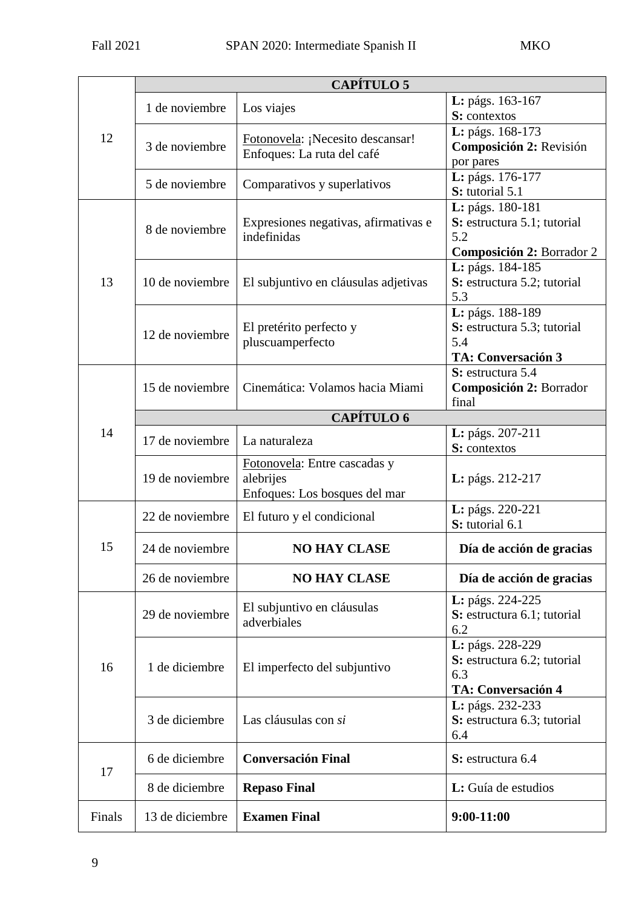| | | | |
|---|---|---|---|
| | **CAPÍTULO 5** | | |
| 12 | 1 de noviembre | Los viajes | **L:** págs. 163-167<br>**S:** contextos |
| | 3 de noviembre | Fotonovela: ¡Necesito descansar!<br>Enfoques: La ruta del café | **L:** págs. 168-173<br>**Composición 2:** Revisión por pares |
| | 5 de noviembre | Comparativos y superlativos | **L:** págs. 176-177<br>**S:** tutorial 5.1 |
| 13 | 8 de noviembre | Expresiones negativas, afirmativas e indefinidas | **L:** págs. 180-181<br>**S:** estructura 5.1; tutorial 5.2<br>**Composición 2:** Borrador 2 |
| | 10 de noviembre | El subjuntivo en cláusulas adjetivas | **L:** págs. 184-185<br>**S:** estructura 5.2; tutorial 5.3 |
| | 12 de noviembre | El pretérito perfecto y pluscuamperfecto | **L:** págs. 188-189<br>**S:** estructura 5.3; tutorial 5.4<br>**TA: Conversación 3** |
| 14 | 15 de noviembre | Cinemática: Volamos hacia Miami | **S:** estructura 5.4<br>**Composición 2:** Borrador final |
| | **CAPÍTULO 6** | | |
| | 17 de noviembre | La naturaleza | **L:** págs. 207-211<br>**S:** contextos |
| | 19 de noviembre | Fotonovela: Entre cascadas y alebrijes<br>Enfoques: Los bosques del mar | **L:** págs. 212-217 |
| 15 | 22 de noviembre | El futuro y el condicional | **L:** págs. 220-221<br>**S:** tutorial 6.1 |
| | 24 de noviembre | **NO HAY CLASE** | **Día de acción de gracias** |
| | 26 de noviembre | **NO HAY CLASE** | **Día de acción de gracias** |
| 16 | 29 de noviembre | El subjuntivo en cláusulas adverbiales | **L:** págs. 224-225<br>**S:** estructura 6.1; tutorial 6.2 |
| | 1 de diciembre | El imperfecto del subjuntivo | **L:** págs. 228-229<br>**S:** estructura 6.2; tutorial 6.3<br>**TA: Conversación 4** |
| | 3 de diciembre | Las cláusulas con *si* | **L:** págs. 232-233<br>**S:** estructura 6.3; tutorial 6.4 |
| 17 | 6 de diciembre | **Conversación Final** | **S:** estructura 6.4 |
| | 8 de diciembre | **Repaso Final** | **L:** Guía de estudios |
| Finals | 13 de diciembre | **Examen Final** | **9:00-11:00** |